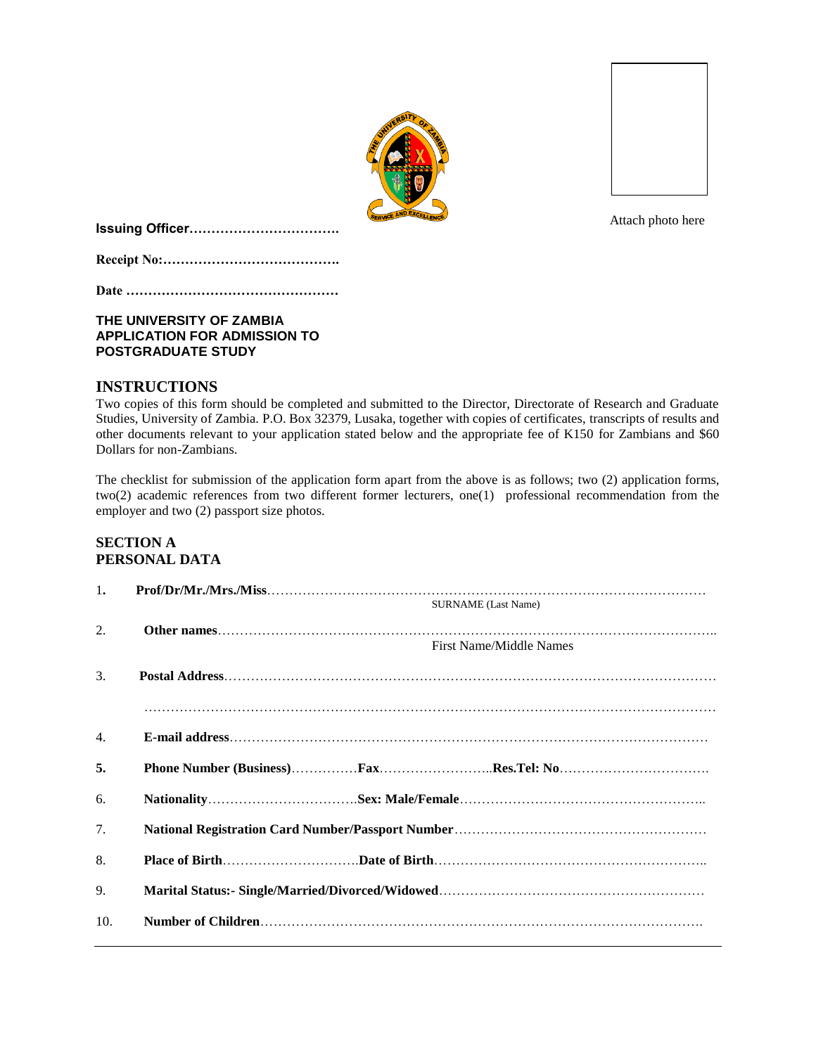Attach photo here

**Issuing Officer…………………………….**

**Receipt No:………………………………….**

**Date …………………………………………**

**THE UNIVERSITY OF ZAMBIA
APPLICATION FOR ADMISSION TO
POSTGRADUATE STUDY**

## INSTRUCTIONS

Two copies of this form should be completed and submitted to the Director, Directorate of Research and Graduate Studies, University of Zambia. P.O. Box 32379, Lusaka, together with copies of certificates, transcripts of results and other documents relevant to your application stated below and the appropriate fee of K150 for Zambians and $60 Dollars for non-Zambians.

The checklist for submission of the application form apart from the above is as follows; two (2) application forms, two(2) academic references from two different former lecturers, one(1) professional recommendation from the employer and two (2) passport size photos.

## SECTION A
## PERSONAL DATA

1. **Prof/Dr/Mr./Mrs./Miss**………………………………………………………………………………………
   SURNAME (Last Name)

2. **Other names**…………………………………………………………………………………………………..
   First Name/Middle Names

3. **Postal Address**…………………………………………………………………………………………………

   …………………………………………………………………………………………………………………

4. **E-mail address**………………………………………………………………………………………………

5. **Phone Number (Business)**……………**Fax**……………………..**Res.Tel: No**…………………………….

6. **Nationality**…………………………….**Sex: Male/Female**………………………………………………..

7. **National Registration Card Number/Passport Number**…………………………………………………

8. **Place of Birth**………………………….**Date of Birth**……………………………………………………..

9. **Marital Status:- Single/Married/Divorced/Widowed**……………………………………………………

10. **Number of Children**…………………………………………………………………………………………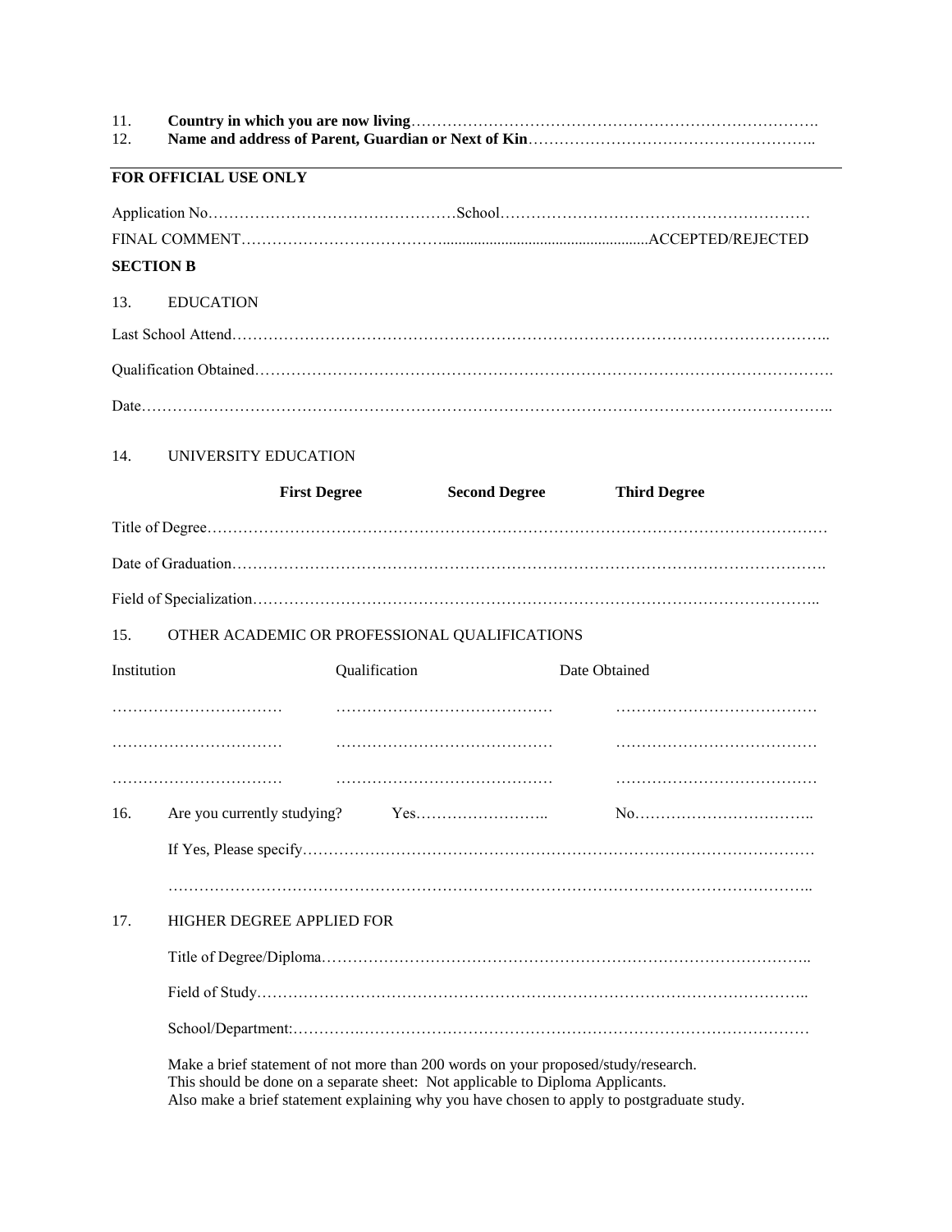11. **Country in which you are now living**…………………………………………………………………….

12. **Name and address of Parent, Guardian or Next of Kin**………………………………………………..

---

**FOR OFFICIAL USE ONLY**

Application No………………………………………School…………………………………………………

FINAL COMMENT……………………………….....................................................ACCEPTED/REJECTED

**SECTION B**

13. EDUCATION

Last School Attend………………………………………………………………………………………………..

Qualification Obtained…………………………………………………………………………………………….

Date………………………………………………………………………………………………………………..

14. UNIVERSITY EDUCATION

| | **First Degree** | **Second Degree** | **Third Degree** |
|---|---|---|---|
| Title of Degree……… | | | |
| Date of Graduation……… | | | |
| Field of Specialization……… | | | |

15. OTHER ACADEMIC OR PROFESSIONAL QUALIFICATIONS

| Institution | Qualification | Date Obtained |
|---|---|---|
| …………………………… | …………………………………… | ………………………………… |
| …………………………… | …………………………………… | ………………………………… |
| …………………………… | …………………………………… | ………………………………… |

16. Are you currently studying? Yes…………………….. No……………………………..

If Yes, Please specify………………………………………………………………………………………

…………………………………………………………………………………………………………..

17. HIGHER DEGREE APPLIED FOR

Title of Degree/Diploma…………………………………………………………………………………..

Field of Study……………………………………………………………………………………………..

School/Department:…………………………………………………………………………………………

Make a brief statement of not more than 200 words on your proposed/study/research.
This should be done on a separate sheet: Not applicable to Diploma Applicants.
Also make a brief statement explaining why you have chosen to apply to postgraduate study.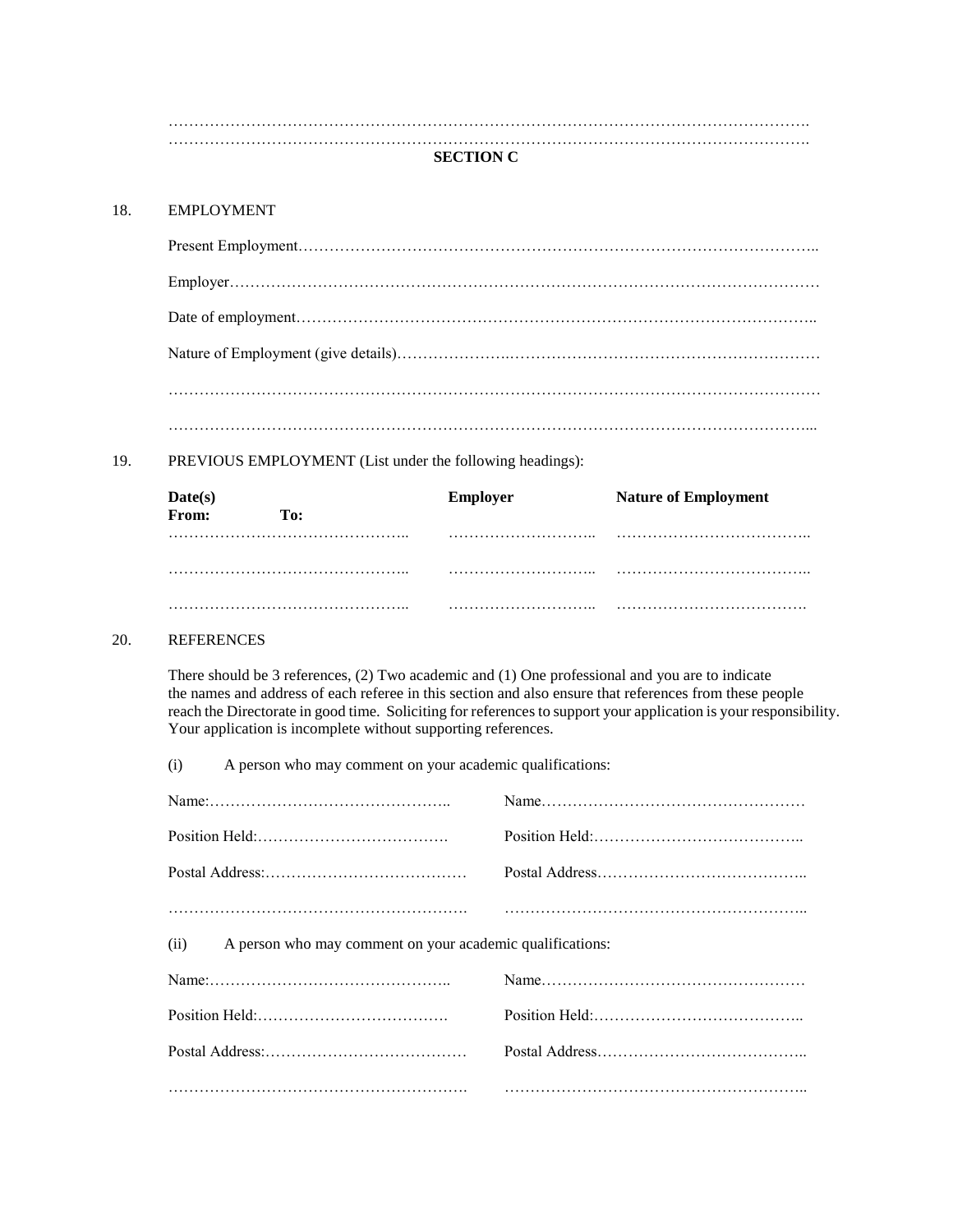…………………………………………………………………………………………………………….
…………………………………………………………………………………………………………….

## SECTION C

18. EMPLOYMENT

Present Employment…………………………………………………………………………………………..

Employer……………………………………………………………………………………………………

Date of employment………………………………………………………………………………………..

Nature of Employment (give details)………………….…………………………………………………

……………………………………………………………………………………………………………

…………………………………………………………………………………………………………...

19. PREVIOUS EMPLOYMENT (List under the following headings):

| Date(s) From: To: | Employer | Nature of Employment |
|---|---|---|
| ……………………………………….. | ……………………….. | ……………………………….. |
| ……………………………………….. | ……………………….. | ……………………………….. |
| ……………………………………….. | ……………………….. | ………………………………. |

20. REFERENCES

There should be 3 references, (2) Two academic and (1) One professional and you are to indicate the names and address of each referee in this section and also ensure that references from these people reach the Directorate in good time. Soliciting for references to support your application is your responsibility. Your application is incomplete without supporting references.

(i) A person who may comment on your academic qualifications:

| | |
|---|---|
| Name:……………………………………….. | Name…………………………………………… |
| Position Held:………………………………. | Position Held:………………………………….. |
| Postal Address:………………………………… | Postal Address………………………………….. |
| …………………………………………………. | ………………………………………………….. |

(ii) A person who may comment on your academic qualifications:

| | |
|---|---|
| Name:……………………………………….. | Name…………………………………………… |
| Position Held:………………………………. | Position Held:………………………………….. |
| Postal Address:………………………………… | Postal Address………………………………….. |
| …………………………………………………. | ………………………………………………….. |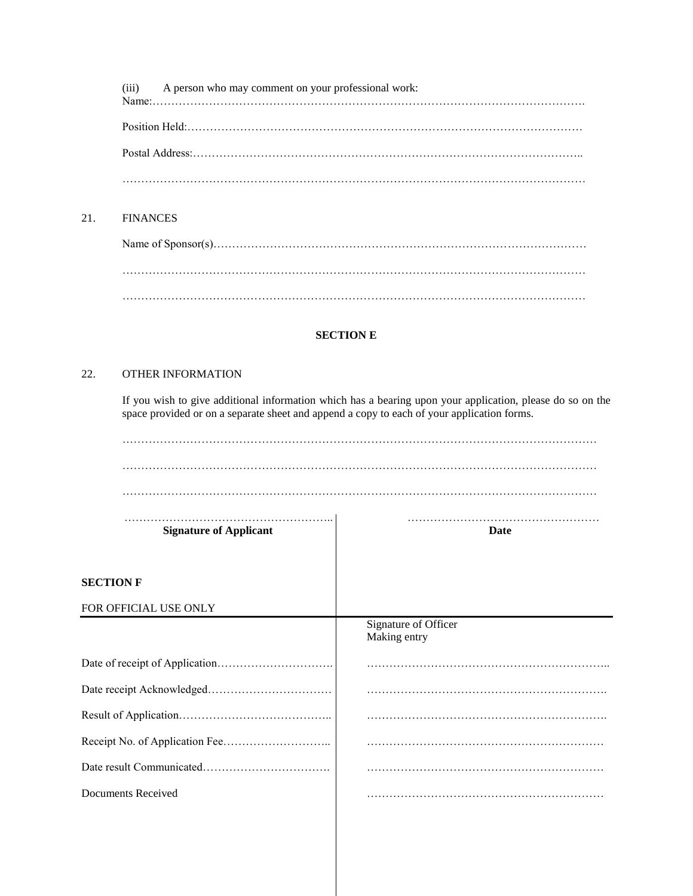(iii) A person who may comment on your professional work:

Name:…………………………………………………………………………………………………….

Position Held:……………………………………………………………………………………………

Postal Address:…………………………………………………………………………………………..

…………………………………………………………………………………………………………

21. FINANCES

Name of Sponsor(s)……………………………………………………………………………………

…………………………………………………………………………………………………………

…………………………………………………………………………………………………………

**SECTION E**

22. OTHER INFORMATION

If you wish to give additional information which has a bearing upon your application, please do so on the space provided or on a separate sheet and append a copy to each of your application forms.

…………………………………………………………………………………………………………

…………………………………………………………………………………………………………

…………………………………………………………………………………………………………

| ……………………………………………….. | …………………………………………… |
|---|---|
| **Signature of Applicant** | **Date** |

**SECTION F**

FOR OFFICIAL USE ONLY

| | Signature of Officer Making entry |
|---|---|
| Date of receipt of Application…………………………. | ……………………………………………………….. |
| Date receipt Acknowledged…………………………… | ………………………………………………………. |
| Result of Application………………………………….. | ………………………………………………………. |
| Receipt No. of Application Fee……………………….. | ……………………………………………………… |
| Date result Communicated……………………………. | ……………………………………………………… |
| Documents Received | ……………………………………………………… |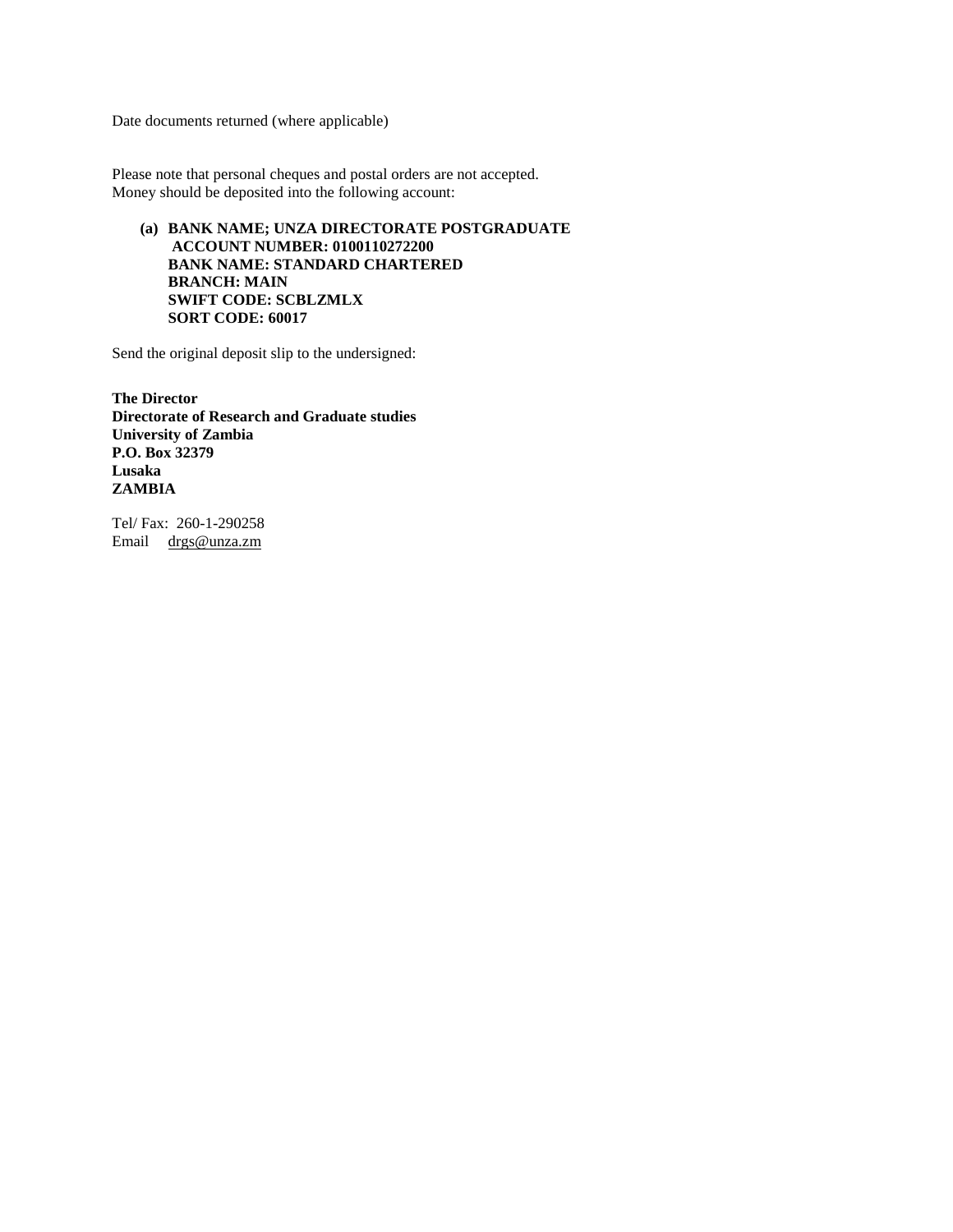Date documents returned (where applicable)

Please note that personal cheques and postal orders are not accepted.
Money should be deposited into the following account:

**(a) BANK NAME; UNZA DIRECTORATE POSTGRADUATE**
**ACCOUNT NUMBER: 0100110272200**
**BANK NAME: STANDARD CHARTERED**
**BRANCH: MAIN**
**SWIFT CODE: SCBLZMLX**
**SORT CODE: 60017**

Send the original deposit slip to the undersigned:

**The Director**
**Directorate of Research and Graduate studies**
**University of Zambia**
**P.O. Box 32379**
**Lusaka**
**ZAMBIA**

Tel/ Fax: 260-1-290258
Email drgs@unza.zm